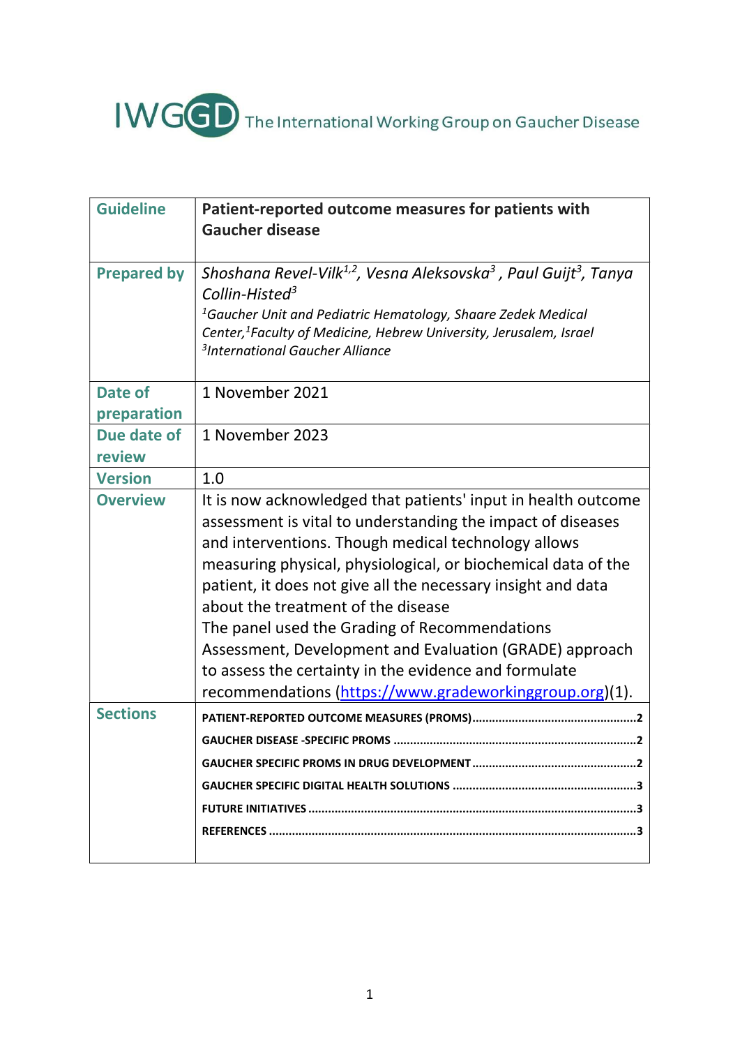IWGGD The International Working Group on Gaucher Disease

| Guideline | **Patient-reported outcome measures for patients with Gaucher disease** |
|---|---|
| Prepared by | *Shoshana Revel-Vilk[1,2], Vesna Aleksovska[3], Paul Guijt[3], Tanya Collin-Histed[3]*<br>*[1]Gaucher Unit and Pediatric Hematology, Shaare Zedek Medical Center,[1]Faculty of Medicine, Hebrew University, Jerusalem, Israel*<br>*[3]International Gaucher Alliance* |
| Date of preparation | 1 November 2021 |
| Due date of review | 1 November 2023 |
| Version | 1.0 |
| Overview | It is now acknowledged that patients' input in health outcome assessment is vital to understanding the impact of diseases and interventions. Though medical technology allows measuring physical, physiological, or biochemical data of the patient, it does not give all the necessary insight and data about the treatment of the disease<br>The panel used the Grading of Recommendations Assessment, Development and Evaluation (GRADE) approach to assess the certainty in the evidence and formulate recommendations (https://www.gradeworkinggroup.org)(1). |
| Sections | PATIENT-REPORTED OUTCOME MEASURES (PROMS)....2<br>GAUCHER DISEASE -SPECIFIC PROMS....2<br>GAUCHER SPECIFIC PROMS IN DRUG DEVELOPMENT....2<br>GAUCHER SPECIFIC DIGITAL HEALTH SOLUTIONS....3<br>FUTURE INITIATIVES....3<br>REFERENCES....3 |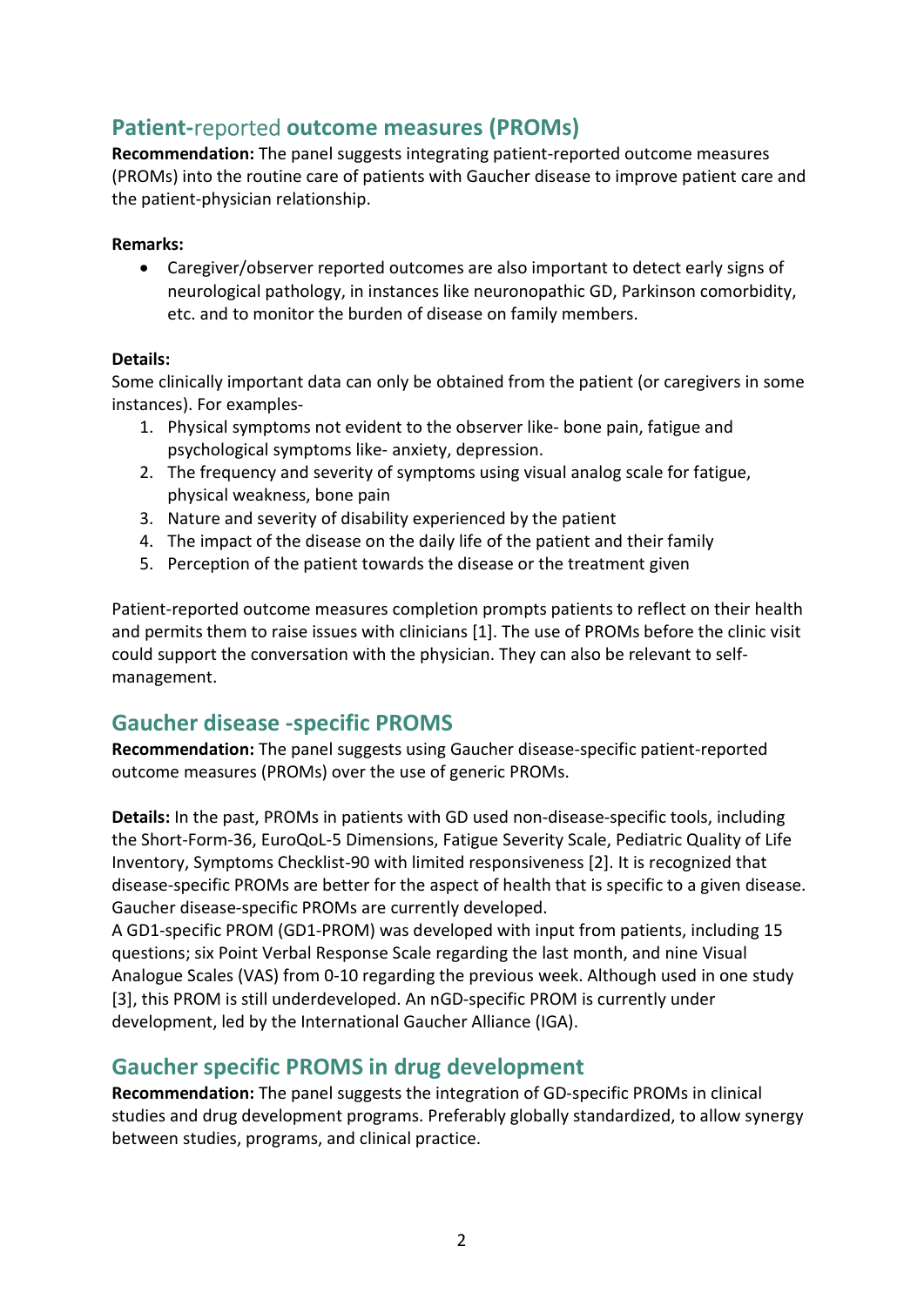## **Patient-**reported **outcome measures (PROMs)**

**Recommendation:** The panel suggests integrating patient-reported outcome measures (PROMs) into the routine care of patients with Gaucher disease to improve patient care and the patient-physician relationship.

**Remarks:**

- Caregiver/observer reported outcomes are also important to detect early signs of neurological pathology, in instances like neuronopathic GD, Parkinson comorbidity, etc. and to monitor the burden of disease on family members.

**Details:**

Some clinically important data can only be obtained from the patient (or caregivers in some instances). For examples-

1. Physical symptoms not evident to the observer like- bone pain, fatigue and psychological symptoms like- anxiety, depression.
2. The frequency and severity of symptoms using visual analog scale for fatigue, physical weakness, bone pain
3. Nature and severity of disability experienced by the patient
4. The impact of the disease on the daily life of the patient and their family
5. Perception of the patient towards the disease or the treatment given

Patient-reported outcome measures completion prompts patients to reflect on their health and permits them to raise issues with clinicians [1]. The use of PROMs before the clinic visit could support the conversation with the physician. They can also be relevant to self-management.

## **Gaucher disease -specific PROMS**

**Recommendation:** The panel suggests using Gaucher disease-specific patient-reported outcome measures (PROMs) over the use of generic PROMs.

**Details:** In the past, PROMs in patients with GD used non-disease-specific tools, including the Short-Form-36, EuroQoL-5 Dimensions, Fatigue Severity Scale, Pediatric Quality of Life Inventory, Symptoms Checklist-90 with limited responsiveness [2]. It is recognized that disease-specific PROMs are better for the aspect of health that is specific to a given disease. Gaucher disease-specific PROMs are currently developed.

A GD1-specific PROM (GD1-PROM) was developed with input from patients, including 15 questions; six Point Verbal Response Scale regarding the last month, and nine Visual Analogue Scales (VAS) from 0-10 regarding the previous week. Although used in one study [3], this PROM is still underdeveloped. An nGD-specific PROM is currently under development, led by the International Gaucher Alliance (IGA).

## **Gaucher specific PROMS in drug development**

**Recommendation:** The panel suggests the integration of GD-specific PROMs in clinical studies and drug development programs. Preferably globally standardized, to allow synergy between studies, programs, and clinical practice.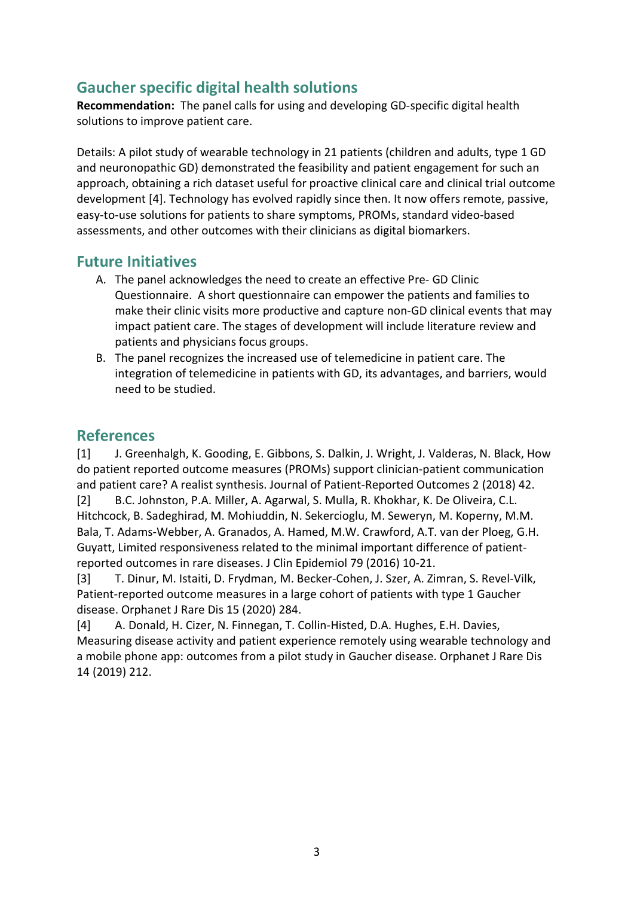## Gaucher specific digital health solutions

**Recommendation:** The panel calls for using and developing GD-specific digital health solutions to improve patient care.

Details: A pilot study of wearable technology in 21 patients (children and adults, type 1 GD and neuronopathic GD) demonstrated the feasibility and patient engagement for such an approach, obtaining a rich dataset useful for proactive clinical care and clinical trial outcome development [4]. Technology has evolved rapidly since then. It now offers remote, passive, easy-to-use solutions for patients to share symptoms, PROMs, standard video-based assessments, and other outcomes with their clinicians as digital biomarkers.

## Future Initiatives

A. The panel acknowledges the need to create an effective Pre- GD Clinic Questionnaire. A short questionnaire can empower the patients and families to make their clinic visits more productive and capture non-GD clinical events that may impact patient care. The stages of development will include literature review and patients and physicians focus groups.

B. The panel recognizes the increased use of telemedicine in patient care. The integration of telemedicine in patients with GD, its advantages, and barriers, would need to be studied.

## References

[1] J. Greenhalgh, K. Gooding, E. Gibbons, S. Dalkin, J. Wright, J. Valderas, N. Black, How do patient reported outcome measures (PROMs) support clinician-patient communication and patient care? A realist synthesis. Journal of Patient-Reported Outcomes 2 (2018) 42.

[2] B.C. Johnston, P.A. Miller, A. Agarwal, S. Mulla, R. Khokhar, K. De Oliveira, C.L. Hitchcock, B. Sadeghirad, M. Mohiuddin, N. Sekercioglu, M. Seweryn, M. Koperny, M.M. Bala, T. Adams-Webber, A. Granados, A. Hamed, M.W. Crawford, A.T. van der Ploeg, G.H. Guyatt, Limited responsiveness related to the minimal important difference of patient-reported outcomes in rare diseases. J Clin Epidemiol 79 (2016) 10-21.

[3] T. Dinur, M. Istaiti, D. Frydman, M. Becker-Cohen, J. Szer, A. Zimran, S. Revel-Vilk, Patient-reported outcome measures in a large cohort of patients with type 1 Gaucher disease. Orphanet J Rare Dis 15 (2020) 284.

[4] A. Donald, H. Cizer, N. Finnegan, T. Collin-Histed, D.A. Hughes, E.H. Davies, Measuring disease activity and patient experience remotely using wearable technology and a mobile phone app: outcomes from a pilot study in Gaucher disease. Orphanet J Rare Dis 14 (2019) 212.